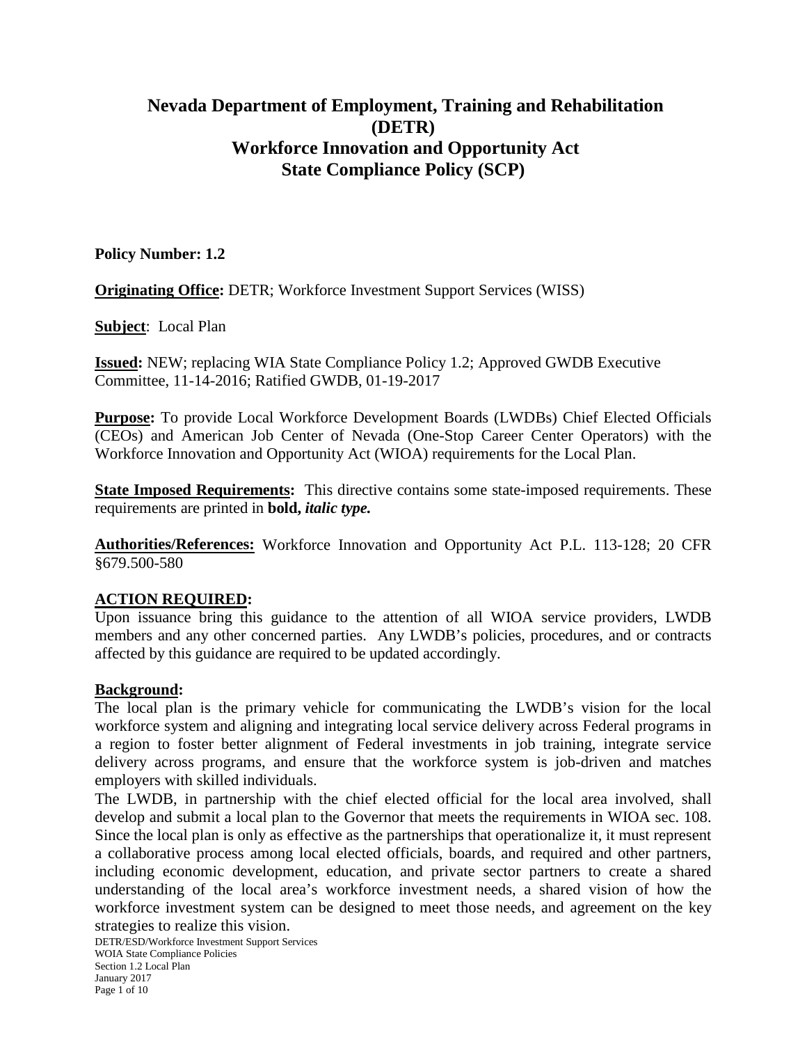# Nevada Department of Employment, Training and Rehabilitation (DETR)
# Workforce Innovation and Opportunity Act
# State Compliance Policy (SCP)

**Policy Number: 1.2**

**Originating Office:** DETR; Workforce Investment Support Services (WISS)

**Subject**: Local Plan

**Issued:** NEW; replacing WIA State Compliance Policy 1.2; Approved GWDB Executive Committee, 11-14-2016; Ratified GWDB, 01-19-2017

**Purpose:** To provide Local Workforce Development Boards (LWDBs) Chief Elected Officials (CEOs) and American Job Center of Nevada (One-Stop Career Center Operators) with the Workforce Innovation and Opportunity Act (WIOA) requirements for the Local Plan.

**State Imposed Requirements:** This directive contains some state-imposed requirements. These requirements are printed in **bold,** ***italic type.***

**Authorities/References:** Workforce Innovation and Opportunity Act P.L. 113-128; 20 CFR §679.500-580

**ACTION REQUIRED:**

Upon issuance bring this guidance to the attention of all WIOA service providers, LWDB members and any other concerned parties. Any LWDB's policies, procedures, and or contracts affected by this guidance are required to be updated accordingly.

**Background:**

The local plan is the primary vehicle for communicating the LWDB's vision for the local workforce system and aligning and integrating local service delivery across Federal programs in a region to foster better alignment of Federal investments in job training, integrate service delivery across programs, and ensure that the workforce system is job-driven and matches employers with skilled individuals.

The LWDB, in partnership with the chief elected official for the local area involved, shall develop and submit a local plan to the Governor that meets the requirements in WIOA sec. 108. Since the local plan is only as effective as the partnerships that operationalize it, it must represent a collaborative process among local elected officials, boards, and required and other partners, including economic development, education, and private sector partners to create a shared understanding of the local area's workforce investment needs, a shared vision of how the workforce investment system can be designed to meet those needs, and agreement on the key strategies to realize this vision.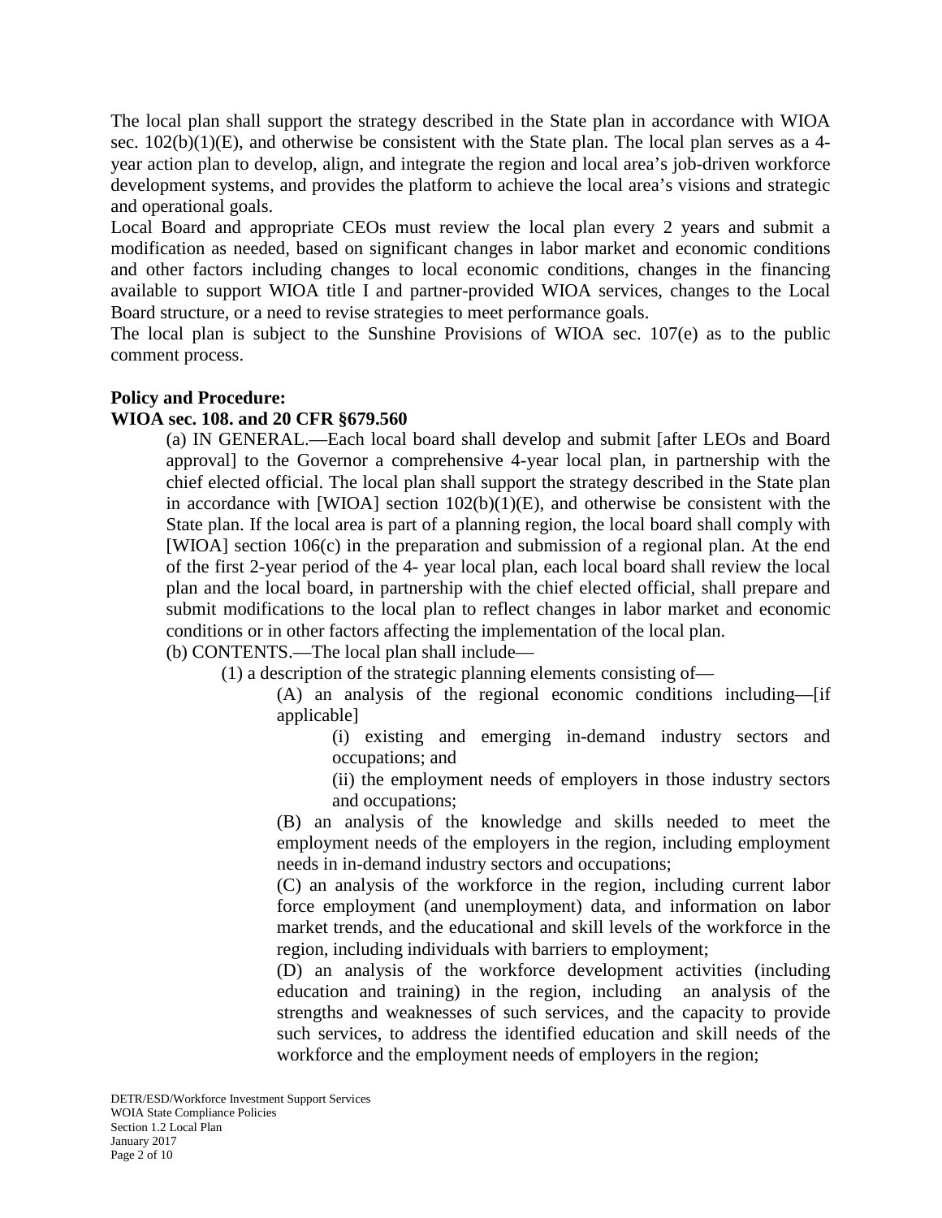The local plan shall support the strategy described in the State plan in accordance with WIOA sec. 102(b)(1)(E), and otherwise be consistent with the State plan. The local plan serves as a 4-year action plan to develop, align, and integrate the region and local area's job-driven workforce development systems, and provides the platform to achieve the local area's visions and strategic and operational goals.

Local Board and appropriate CEOs must review the local plan every 2 years and submit a modification as needed, based on significant changes in labor market and economic conditions and other factors including changes to local economic conditions, changes in the financing available to support WIOA title I and partner-provided WIOA services, changes to the Local Board structure, or a need to revise strategies to meet performance goals.

The local plan is subject to the Sunshine Provisions of WIOA sec. 107(e) as to the public comment process.

**Policy and Procedure:**

**WIOA sec. 108. and 20 CFR §679.560**

(a) IN GENERAL.—Each local board shall develop and submit [after LEOs and Board approval] to the Governor a comprehensive 4-year local plan, in partnership with the chief elected official. The local plan shall support the strategy described in the State plan in accordance with [WIOA] section 102(b)(1)(E), and otherwise be consistent with the State plan. If the local area is part of a planning region, the local board shall comply with [WIOA] section 106(c) in the preparation and submission of a regional plan. At the end of the first 2-year period of the 4- year local plan, each local board shall review the local plan and the local board, in partnership with the chief elected official, shall prepare and submit modifications to the local plan to reflect changes in labor market and economic conditions or in other factors affecting the implementation of the local plan.

(b) CONTENTS.—The local plan shall include—

(1) a description of the strategic planning elements consisting of—

(A) an analysis of the regional economic conditions including—[if applicable]

(i) existing and emerging in-demand industry sectors and occupations; and

(ii) the employment needs of employers in those industry sectors and occupations;

(B) an analysis of the knowledge and skills needed to meet the employment needs of the employers in the region, including employment needs in in-demand industry sectors and occupations;

(C) an analysis of the workforce in the region, including current labor force employment (and unemployment) data, and information on labor market trends, and the educational and skill levels of the workforce in the region, including individuals with barriers to employment;

(D) an analysis of the workforce development activities (including education and training) in the region, including an analysis of the strengths and weaknesses of such services, and the capacity to provide such services, to address the identified education and skill needs of the workforce and the employment needs of employers in the region;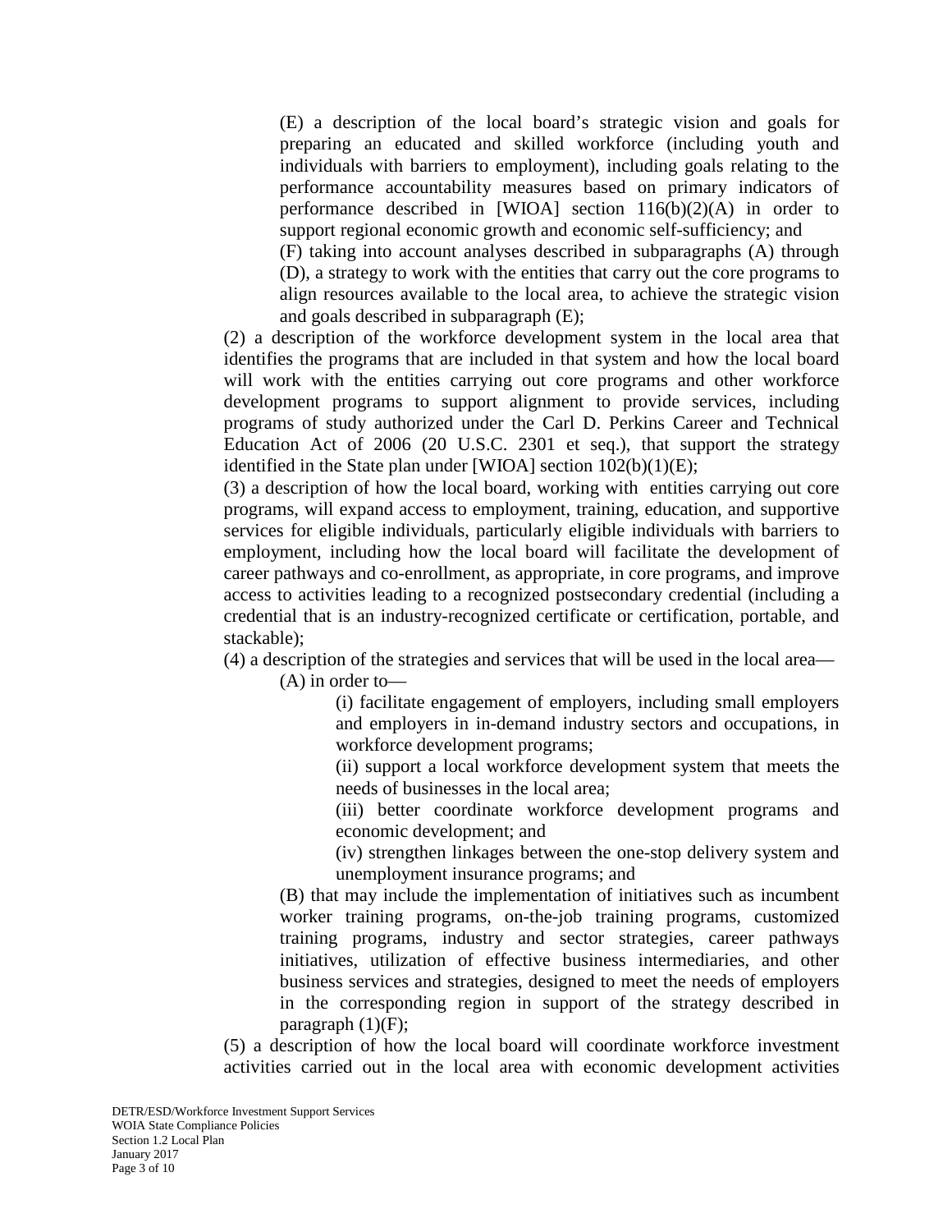(E) a description of the local board's strategic vision and goals for preparing an educated and skilled workforce (including youth and individuals with barriers to employment), including goals relating to the performance accountability measures based on primary indicators of performance described in [WIOA] section 116(b)(2)(A) in order to support regional economic growth and economic self-sufficiency; and

(F) taking into account analyses described in subparagraphs (A) through (D), a strategy to work with the entities that carry out the core programs to align resources available to the local area, to achieve the strategic vision and goals described in subparagraph (E);

(2) a description of the workforce development system in the local area that identifies the programs that are included in that system and how the local board will work with the entities carrying out core programs and other workforce development programs to support alignment to provide services, including programs of study authorized under the Carl D. Perkins Career and Technical Education Act of 2006 (20 U.S.C. 2301 et seq.), that support the strategy identified in the State plan under [WIOA] section 102(b)(1)(E);

(3) a description of how the local board, working with entities carrying out core programs, will expand access to employment, training, education, and supportive services for eligible individuals, particularly eligible individuals with barriers to employment, including how the local board will facilitate the development of career pathways and co-enrollment, as appropriate, in core programs, and improve access to activities leading to a recognized postsecondary credential (including a credential that is an industry-recognized certificate or certification, portable, and stackable);

(4) a description of the strategies and services that will be used in the local area—

(A) in order to—

(i) facilitate engagement of employers, including small employers and employers in in-demand industry sectors and occupations, in workforce development programs;

(ii) support a local workforce development system that meets the needs of businesses in the local area;

(iii) better coordinate workforce development programs and economic development; and

(iv) strengthen linkages between the one-stop delivery system and unemployment insurance programs; and

(B) that may include the implementation of initiatives such as incumbent worker training programs, on-the-job training programs, customized training programs, industry and sector strategies, career pathways initiatives, utilization of effective business intermediaries, and other business services and strategies, designed to meet the needs of employers in the corresponding region in support of the strategy described in paragraph (1)(F);

(5) a description of how the local board will coordinate workforce investment activities carried out in the local area with economic development activities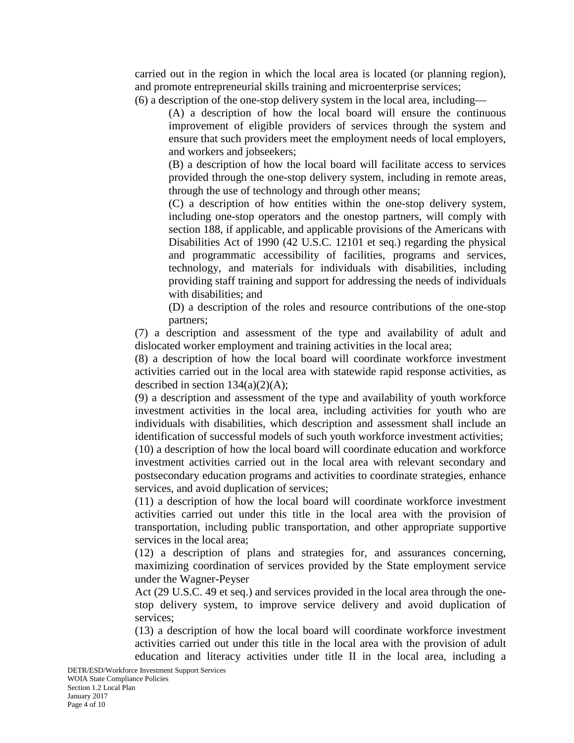carried out in the region in which the local area is located (or planning region), and promote entrepreneurial skills training and microenterprise services;

(6) a description of the one-stop delivery system in the local area, including—

(A) a description of how the local board will ensure the continuous improvement of eligible providers of services through the system and ensure that such providers meet the employment needs of local employers, and workers and jobseekers;

(B) a description of how the local board will facilitate access to services provided through the one-stop delivery system, including in remote areas, through the use of technology and through other means;

(C) a description of how entities within the one-stop delivery system, including one-stop operators and the onestop partners, will comply with section 188, if applicable, and applicable provisions of the Americans with Disabilities Act of 1990 (42 U.S.C. 12101 et seq.) regarding the physical and programmatic accessibility of facilities, programs and services, technology, and materials for individuals with disabilities, including providing staff training and support for addressing the needs of individuals with disabilities; and

(D) a description of the roles and resource contributions of the one-stop partners;

(7) a description and assessment of the type and availability of adult and dislocated worker employment and training activities in the local area;

(8) a description of how the local board will coordinate workforce investment activities carried out in the local area with statewide rapid response activities, as described in section 134(a)(2)(A);

(9) a description and assessment of the type and availability of youth workforce investment activities in the local area, including activities for youth who are individuals with disabilities, which description and assessment shall include an identification of successful models of such youth workforce investment activities;

(10) a description of how the local board will coordinate education and workforce investment activities carried out in the local area with relevant secondary and postsecondary education programs and activities to coordinate strategies, enhance services, and avoid duplication of services;

(11) a description of how the local board will coordinate workforce investment activities carried out under this title in the local area with the provision of transportation, including public transportation, and other appropriate supportive services in the local area;

(12) a description of plans and strategies for, and assurances concerning, maximizing coordination of services provided by the State employment service under the Wagner-Peyser Act (29 U.S.C. 49 et seq.) and services provided in the local area through the one-stop delivery system, to improve service delivery and avoid duplication of services;

(13) a description of how the local board will coordinate workforce investment activities carried out under this title in the local area with the provision of adult education and literacy activities under title II in the local area, including a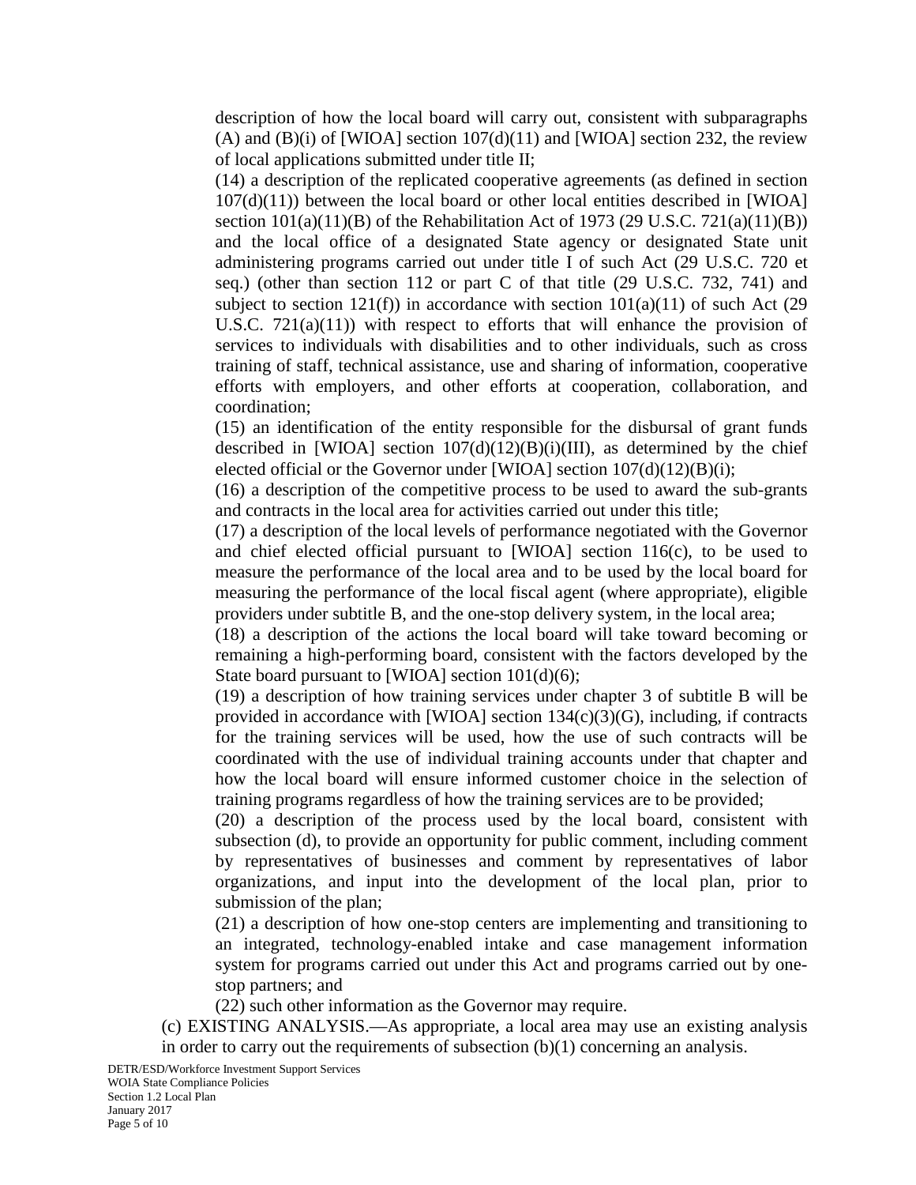description of how the local board will carry out, consistent with subparagraphs (A) and (B)(i) of [WIOA] section 107(d)(11) and [WIOA] section 232, the review of local applications submitted under title II;

(14) a description of the replicated cooperative agreements (as defined in section 107(d)(11)) between the local board or other local entities described in [WIOA] section 101(a)(11)(B) of the Rehabilitation Act of 1973 (29 U.S.C. 721(a)(11)(B)) and the local office of a designated State agency or designated State unit administering programs carried out under title I of such Act (29 U.S.C. 720 et seq.) (other than section 112 or part C of that title (29 U.S.C. 732, 741) and subject to section 121(f)) in accordance with section 101(a)(11) of such Act (29 U.S.C. 721(a)(11)) with respect to efforts that will enhance the provision of services to individuals with disabilities and to other individuals, such as cross training of staff, technical assistance, use and sharing of information, cooperative efforts with employers, and other efforts at cooperation, collaboration, and coordination;

(15) an identification of the entity responsible for the disbursal of grant funds described in [WIOA] section 107(d)(12)(B)(i)(III), as determined by the chief elected official or the Governor under [WIOA] section 107(d)(12)(B)(i);

(16) a description of the competitive process to be used to award the sub-grants and contracts in the local area for activities carried out under this title;

(17) a description of the local levels of performance negotiated with the Governor and chief elected official pursuant to [WIOA] section 116(c), to be used to measure the performance of the local area and to be used by the local board for measuring the performance of the local fiscal agent (where appropriate), eligible providers under subtitle B, and the one-stop delivery system, in the local area;

(18) a description of the actions the local board will take toward becoming or remaining a high-performing board, consistent with the factors developed by the State board pursuant to [WIOA] section 101(d)(6);

(19) a description of how training services under chapter 3 of subtitle B will be provided in accordance with [WIOA] section 134(c)(3)(G), including, if contracts for the training services will be used, how the use of such contracts will be coordinated with the use of individual training accounts under that chapter and how the local board will ensure informed customer choice in the selection of training programs regardless of how the training services are to be provided;

(20) a description of the process used by the local board, consistent with subsection (d), to provide an opportunity for public comment, including comment by representatives of businesses and comment by representatives of labor organizations, and input into the development of the local plan, prior to submission of the plan;

(21) a description of how one-stop centers are implementing and transitioning to an integrated, technology-enabled intake and case management information system for programs carried out under this Act and programs carried out by one-stop partners; and

(22) such other information as the Governor may require.

(c) EXISTING ANALYSIS.—As appropriate, a local area may use an existing analysis in order to carry out the requirements of subsection (b)(1) concerning an analysis.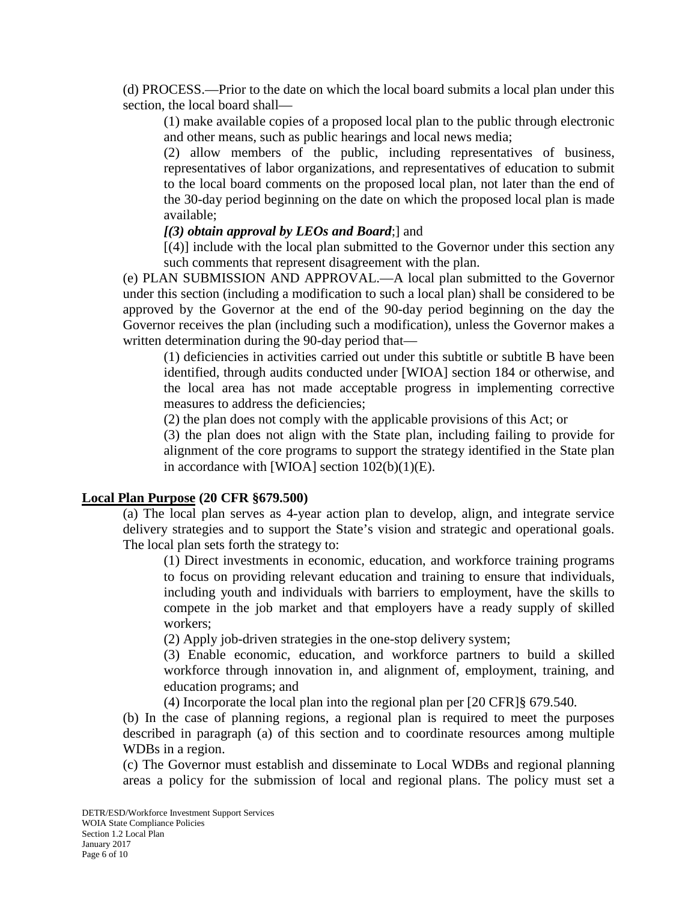(d) PROCESS.—Prior to the date on which the local board submits a local plan under this section, the local board shall—

(1) make available copies of a proposed local plan to the public through electronic and other means, such as public hearings and local news media;

(2) allow members of the public, including representatives of business, representatives of labor organizations, and representatives of education to submit to the local board comments on the proposed local plan, not later than the end of the 30-day period beginning on the date on which the proposed local plan is made available;

***[(3) obtain approval by LEOs and Board***;] and

[(4)] include with the local plan submitted to the Governor under this section any such comments that represent disagreement with the plan.

(e) PLAN SUBMISSION AND APPROVAL.—A local plan submitted to the Governor under this section (including a modification to such a local plan) shall be considered to be approved by the Governor at the end of the 90-day period beginning on the day the Governor receives the plan (including such a modification), unless the Governor makes a written determination during the 90-day period that—

(1) deficiencies in activities carried out under this subtitle or subtitle B have been identified, through audits conducted under [WIOA] section 184 or otherwise, and the local area has not made acceptable progress in implementing corrective measures to address the deficiencies;

(2) the plan does not comply with the applicable provisions of this Act; or

(3) the plan does not align with the State plan, including failing to provide for alignment of the core programs to support the strategy identified in the State plan in accordance with [WIOA] section 102(b)(1)(E).

**Local Plan Purpose (20 CFR §679.500)**

(a) The local plan serves as 4-year action plan to develop, align, and integrate service delivery strategies and to support the State's vision and strategic and operational goals. The local plan sets forth the strategy to:

(1) Direct investments in economic, education, and workforce training programs to focus on providing relevant education and training to ensure that individuals, including youth and individuals with barriers to employment, have the skills to compete in the job market and that employers have a ready supply of skilled workers;

(2) Apply job-driven strategies in the one-stop delivery system;

(3) Enable economic, education, and workforce partners to build a skilled workforce through innovation in, and alignment of, employment, training, and education programs; and

(4) Incorporate the local plan into the regional plan per [20 CFR]§ 679.540.

(b) In the case of planning regions, a regional plan is required to meet the purposes described in paragraph (a) of this section and to coordinate resources among multiple WDBs in a region.

(c) The Governor must establish and disseminate to Local WDBs and regional planning areas a policy for the submission of local and regional plans. The policy must set a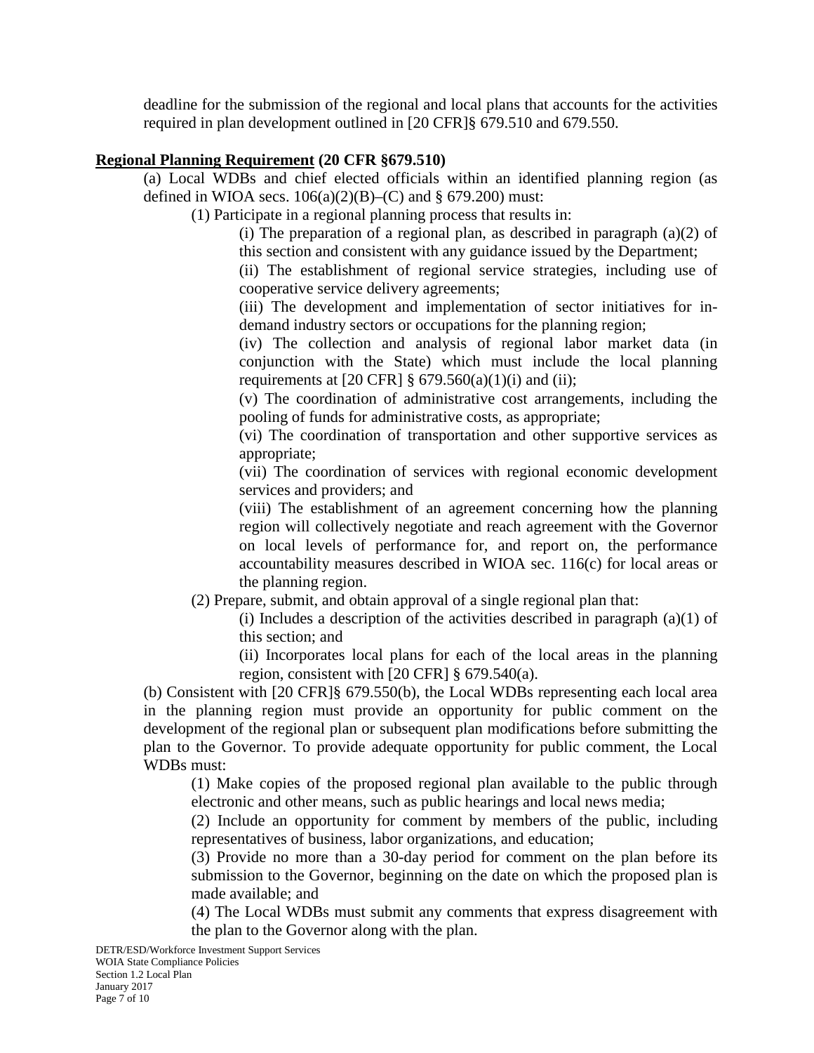deadline for the submission of the regional and local plans that accounts for the activities required in plan development outlined in [20 CFR]§ 679.510 and 679.550.

**Regional Planning Requirement (20 CFR §679.510)**

(a) Local WDBs and chief elected officials within an identified planning region (as defined in WIOA secs. 106(a)(2)(B)–(C) and § 679.200) must:

(1) Participate in a regional planning process that results in:

(i) The preparation of a regional plan, as described in paragraph (a)(2) of this section and consistent with any guidance issued by the Department;

(ii) The establishment of regional service strategies, including use of cooperative service delivery agreements;

(iii) The development and implementation of sector initiatives for in-demand industry sectors or occupations for the planning region;

(iv) The collection and analysis of regional labor market data (in conjunction with the State) which must include the local planning requirements at [20 CFR] § 679.560(a)(1)(i) and (ii);

(v) The coordination of administrative cost arrangements, including the pooling of funds for administrative costs, as appropriate;

(vi) The coordination of transportation and other supportive services as appropriate;

(vii) The coordination of services with regional economic development services and providers; and

(viii) The establishment of an agreement concerning how the planning region will collectively negotiate and reach agreement with the Governor on local levels of performance for, and report on, the performance accountability measures described in WIOA sec. 116(c) for local areas or the planning region.

(2) Prepare, submit, and obtain approval of a single regional plan that:

(i) Includes a description of the activities described in paragraph (a)(1) of this section; and

(ii) Incorporates local plans for each of the local areas in the planning region, consistent with [20 CFR] § 679.540(a).

(b) Consistent with [20 CFR]§ 679.550(b), the Local WDBs representing each local area in the planning region must provide an opportunity for public comment on the development of the regional plan or subsequent plan modifications before submitting the plan to the Governor. To provide adequate opportunity for public comment, the Local WDBs must:

(1) Make copies of the proposed regional plan available to the public through electronic and other means, such as public hearings and local news media;

(2) Include an opportunity for comment by members of the public, including representatives of business, labor organizations, and education;

(3) Provide no more than a 30-day period for comment on the plan before its submission to the Governor, beginning on the date on which the proposed plan is made available; and

(4) The Local WDBs must submit any comments that express disagreement with the plan to the Governor along with the plan.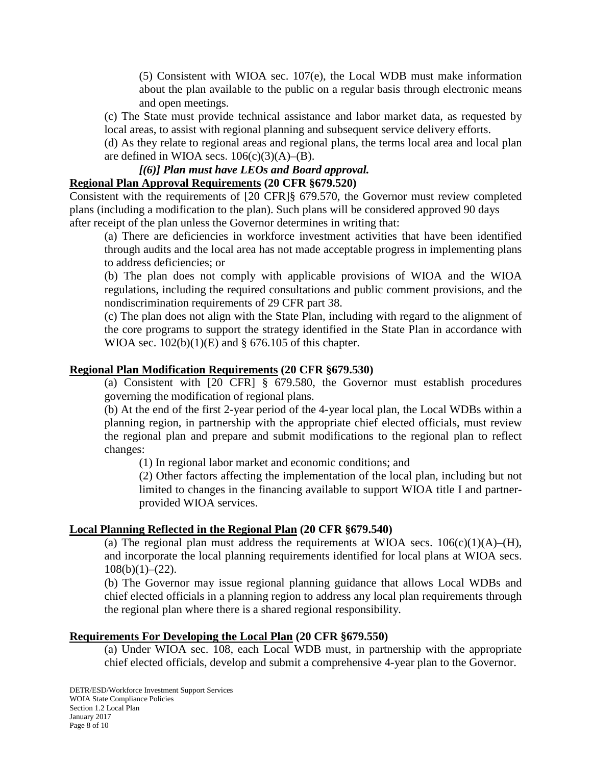(5) Consistent with WIOA sec. 107(e), the Local WDB must make information about the plan available to the public on a regular basis through electronic means and open meetings.

(c) The State must provide technical assistance and labor market data, as requested by local areas, to assist with regional planning and subsequent service delivery efforts.

(d) As they relate to regional areas and regional plans, the terms local area and local plan are defined in WIOA secs. 106(c)(3)(A)–(B).

***[(6)] Plan must have LEOs and Board approval.***

**Regional Plan Approval Requirements (20 CFR §679.520)**

Consistent with the requirements of [20 CFR]§ 679.570, the Governor must review completed plans (including a modification to the plan). Such plans will be considered approved 90 days after receipt of the plan unless the Governor determines in writing that:

(a) There are deficiencies in workforce investment activities that have been identified through audits and the local area has not made acceptable progress in implementing plans to address deficiencies; or

(b) The plan does not comply with applicable provisions of WIOA and the WIOA regulations, including the required consultations and public comment provisions, and the nondiscrimination requirements of 29 CFR part 38.

(c) The plan does not align with the State Plan, including with regard to the alignment of the core programs to support the strategy identified in the State Plan in accordance with WIOA sec. 102(b)(1)(E) and § 676.105 of this chapter.

**Regional Plan Modification Requirements (20 CFR §679.530)**

(a) Consistent with [20 CFR] § 679.580, the Governor must establish procedures governing the modification of regional plans.

(b) At the end of the first 2-year period of the 4-year local plan, the Local WDBs within a planning region, in partnership with the appropriate chief elected officials, must review the regional plan and prepare and submit modifications to the regional plan to reflect changes:

(1) In regional labor market and economic conditions; and

(2) Other factors affecting the implementation of the local plan, including but not limited to changes in the financing available to support WIOA title I and partner-provided WIOA services.

**Local Planning Reflected in the Regional Plan (20 CFR §679.540)**

(a) The regional plan must address the requirements at WIOA secs. 106(c)(1)(A)–(H), and incorporate the local planning requirements identified for local plans at WIOA secs. 108(b)(1)–(22).

(b) The Governor may issue regional planning guidance that allows Local WDBs and chief elected officials in a planning region to address any local plan requirements through the regional plan where there is a shared regional responsibility.

**Requirements For Developing the Local Plan (20 CFR §679.550)**

(a) Under WIOA sec. 108, each Local WDB must, in partnership with the appropriate chief elected officials, develop and submit a comprehensive 4-year plan to the Governor.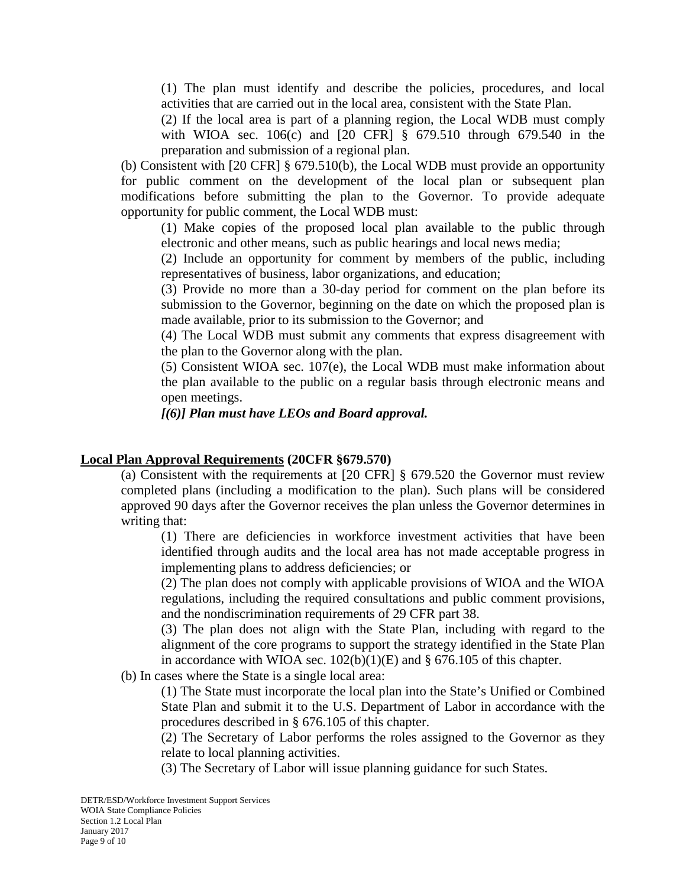(1) The plan must identify and describe the policies, procedures, and local activities that are carried out in the local area, consistent with the State Plan.

(2) If the local area is part of a planning region, the Local WDB must comply with WIOA sec. 106(c) and [20 CFR] § 679.510 through 679.540 in the preparation and submission of a regional plan.

(b) Consistent with [20 CFR] § 679.510(b), the Local WDB must provide an opportunity for public comment on the development of the local plan or subsequent plan modifications before submitting the plan to the Governor. To provide adequate opportunity for public comment, the Local WDB must:

(1) Make copies of the proposed local plan available to the public through electronic and other means, such as public hearings and local news media;

(2) Include an opportunity for comment by members of the public, including representatives of business, labor organizations, and education;

(3) Provide no more than a 30-day period for comment on the plan before its submission to the Governor, beginning on the date on which the proposed plan is made available, prior to its submission to the Governor; and

(4) The Local WDB must submit any comments that express disagreement with the plan to the Governor along with the plan.

(5) Consistent WIOA sec. 107(e), the Local WDB must make information about the plan available to the public on a regular basis through electronic means and open meetings.

***[(6)] Plan must have LEOs and Board approval.***

**<u>Local Plan Approval Requirements</u> (20CFR §679.570)**

(a) Consistent with the requirements at [20 CFR] § 679.520 the Governor must review completed plans (including a modification to the plan). Such plans will be considered approved 90 days after the Governor receives the plan unless the Governor determines in writing that:

(1) There are deficiencies in workforce investment activities that have been identified through audits and the local area has not made acceptable progress in implementing plans to address deficiencies; or

(2) The plan does not comply with applicable provisions of WIOA and the WIOA regulations, including the required consultations and public comment provisions, and the nondiscrimination requirements of 29 CFR part 38.

(3) The plan does not align with the State Plan, including with regard to the alignment of the core programs to support the strategy identified in the State Plan in accordance with WIOA sec. 102(b)(1)(E) and § 676.105 of this chapter.

(b) In cases where the State is a single local area:

(1) The State must incorporate the local plan into the State's Unified or Combined State Plan and submit it to the U.S. Department of Labor in accordance with the procedures described in § 676.105 of this chapter.

(2) The Secretary of Labor performs the roles assigned to the Governor as they relate to local planning activities.

(3) The Secretary of Labor will issue planning guidance for such States.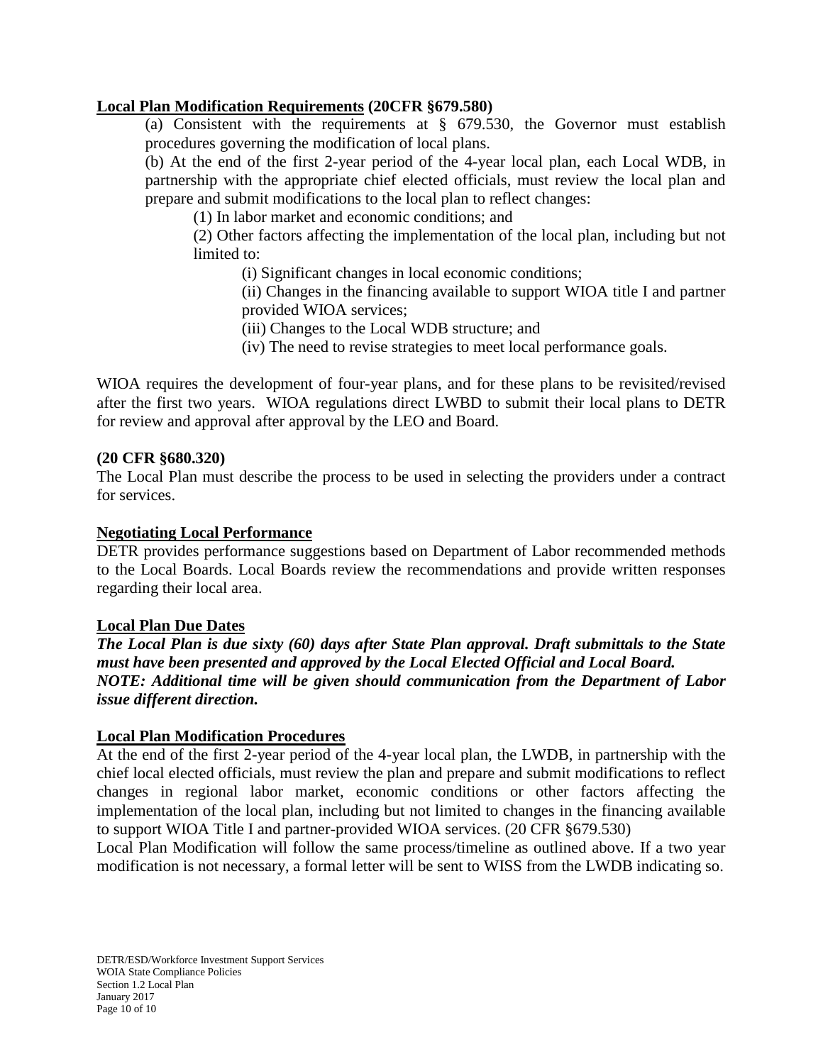**Local Plan Modification Requirements (20CFR §679.580)**

(a) Consistent with the requirements at § 679.530, the Governor must establish procedures governing the modification of local plans.

(b) At the end of the first 2-year period of the 4-year local plan, each Local WDB, in partnership with the appropriate chief elected officials, must review the local plan and prepare and submit modifications to the local plan to reflect changes:

(1) In labor market and economic conditions; and

(2) Other factors affecting the implementation of the local plan, including but not limited to:

(i) Significant changes in local economic conditions;

(ii) Changes in the financing available to support WIOA title I and partner provided WIOA services;

(iii) Changes to the Local WDB structure; and

(iv) The need to revise strategies to meet local performance goals.

WIOA requires the development of four-year plans, and for these plans to be revisited/revised after the first two years. WIOA regulations direct LWBD to submit their local plans to DETR for review and approval after approval by the LEO and Board.

**(20 CFR §680.320)**

The Local Plan must describe the process to be used in selecting the providers under a contract for services.

**Negotiating Local Performance**

DETR provides performance suggestions based on Department of Labor recommended methods to the Local Boards. Local Boards review the recommendations and provide written responses regarding their local area.

**Local Plan Due Dates**

***The Local Plan is due sixty (60) days after State Plan approval. Draft submittals to the State must have been presented and approved by the Local Elected Official and Local Board.***
***NOTE: Additional time will be given should communication from the Department of Labor issue different direction.***

**Local Plan Modification Procedures**

At the end of the first 2-year period of the 4-year local plan, the LWDB, in partnership with the chief local elected officials, must review the plan and prepare and submit modifications to reflect changes in regional labor market, economic conditions or other factors affecting the implementation of the local plan, including but not limited to changes in the financing available to support WIOA Title I and partner-provided WIOA services. (20 CFR §679.530)
Local Plan Modification will follow the same process/timeline as outlined above. If a two year modification is not necessary, a formal letter will be sent to WISS from the LWDB indicating so.